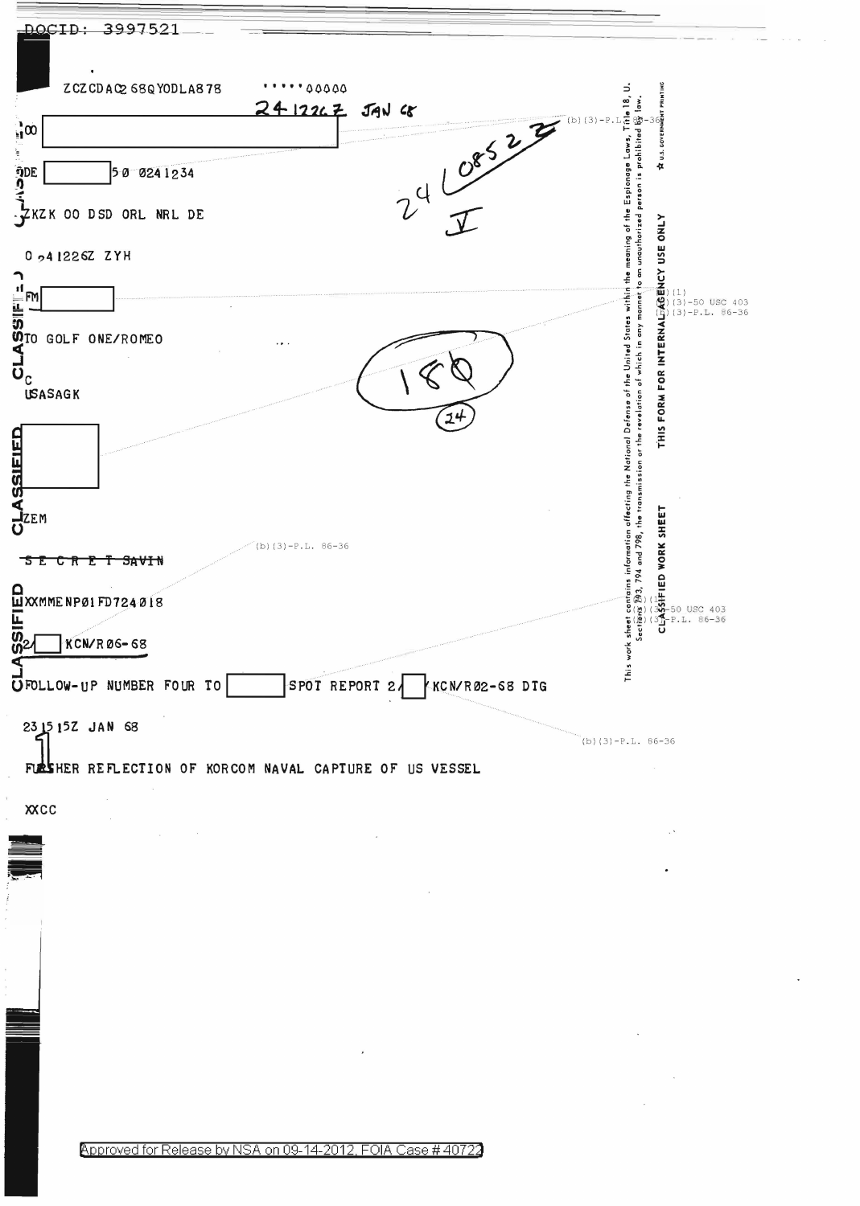DOCID: 3997521

ZCZCDAC2 68QYODLA878 ·····00000

24 1226Z JAN 68

00 [redacted]

DE [redacted] 50 0241234

ZKZK 00 DSD ORL NRL DE

O 241226Z ZYH

FM [redacted]

TO GOLF ONE/ROMEO

C
USASAGK

[redacted]

ZEM

~~SECRET SAVIN~~

XXMMENP01FD724018

2/[redacted] KCN/R06-68

FOLLOW-UP NUMBER FOUR TO [redacted] SPOT REPORT 2/[redacted]/KCN/R02-68 DTG

231515Z JAN 68

FURTHER REFLECTION OF KORCOM NAVAL CAPTURE OF US VESSEL

XXCC

(b)(3)-P.L. 86-36

(b)(1)
(b)(3)-50 USC 403
(b)(3)-P.L. 86-36

THIS FORM FOR INTERNAL AGENCY USE ONLY

CLASSIFIED WORK SHEET

This work sheet contains information affecting the National Defense of the United States within the meaning of the Espionage Laws, Title 18, U.S.C., Sections 793, 794 and 798, the transmission or the revelation of which in any manner to an unauthorized person is prohibited by law.

Approved for Release by NSA on 09-14-2012, FOIA Case # 40722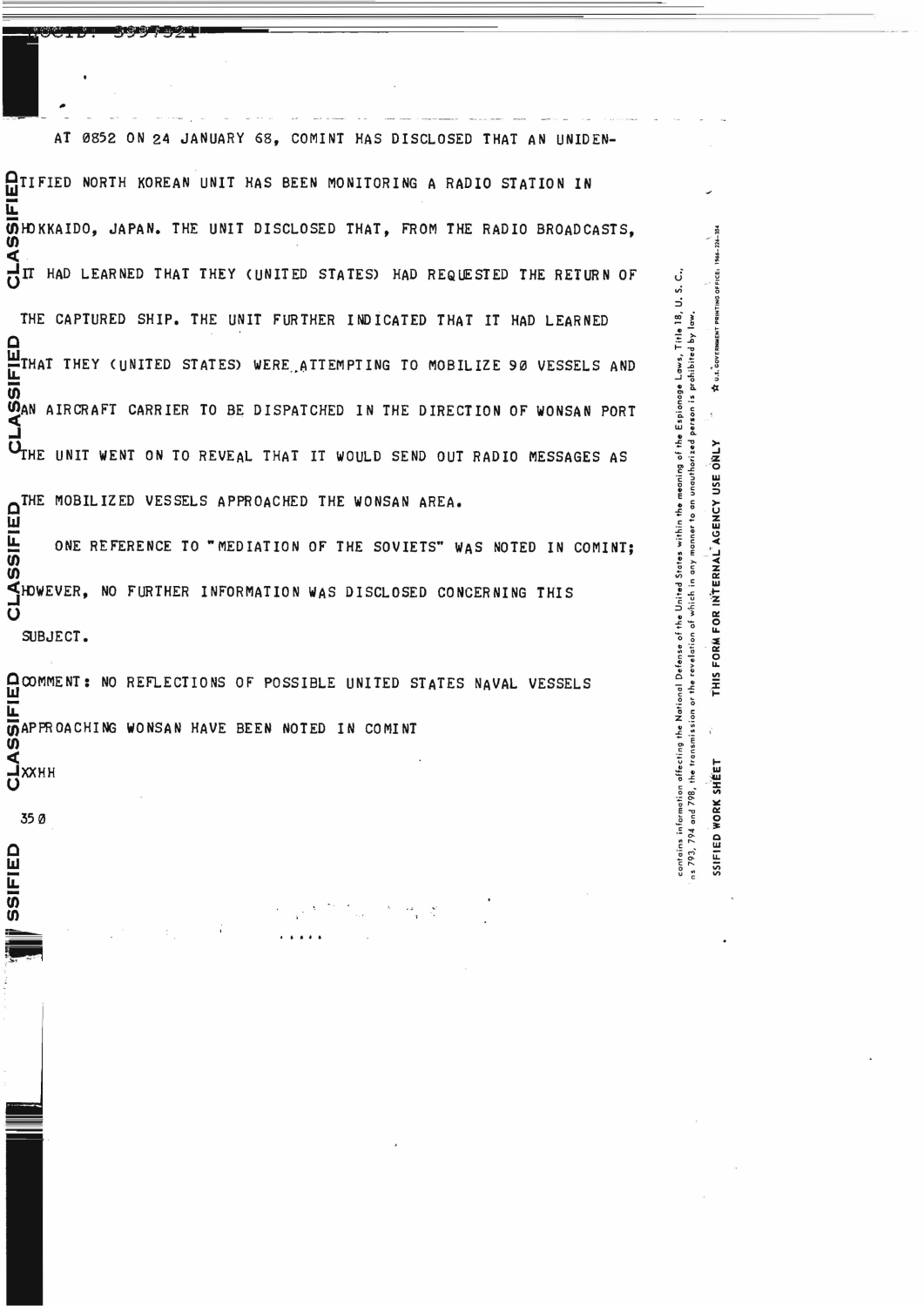AT 0852 ON 24 JANUARY 68, COMINT HAS DISCLOSED THAT AN UNIDENTIFIED NORTH KOREAN UNIT HAS BEEN MONITORING A RADIO STATION IN HOKKAIDO, JAPAN. THE UNIT DISCLOSED THAT, FROM THE RADIO BROADCASTS, IT HAD LEARNED THAT THEY (UNITED STATES) HAD REQUESTED THE RETURN OF THE CAPTURED SHIP. THE UNIT FURTHER INDICATED THAT IT HAD LEARNED THAT THEY (UNITED STATES) WERE ATTEMPTING TO MOBILIZE 90 VESSELS AND AN AIRCRAFT CARRIER TO BE DISPATCHED IN THE DIRECTION OF WONSAN PORT THE UNIT WENT ON TO REVEAL THAT IT WOULD SEND OUT RADIO MESSAGES AS THE MOBILIZED VESSELS APPROACHED THE WONSAN AREA.

ONE REFERENCE TO "MEDIATION OF THE SOVIETS" WAS NOTED IN COMINT; HOWEVER, NO FURTHER INFORMATION WAS DISCLOSED CONCERNING THIS SUBJECT.

COMMENT: NO REFLECTIONS OF POSSIBLE UNITED STATES NAVAL VESSELS APPROACHING WONSAN HAVE BEEN NOTED IN COMINT

XXHH

350